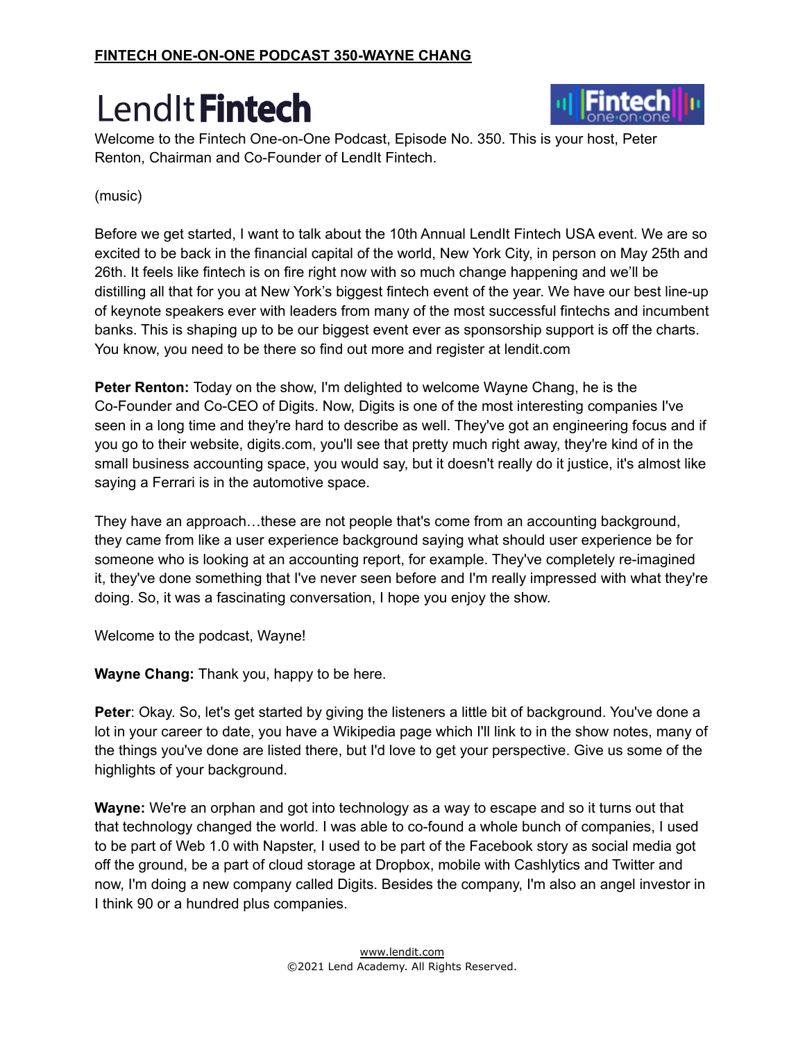**FINTECH ONE-ON-ONE PODCAST 350-WAYNE CHANG**

# LendIt Fintech

Welcome to the Fintech One-on-One Podcast, Episode No. 350. This is your host, Peter Renton, Chairman and Co-Founder of LendIt Fintech.

(music)

Before we get started, I want to talk about the 10th Annual LendIt Fintech USA event. We are so excited to be back in the financial capital of the world, New York City, in person on May 25th and 26th. It feels like fintech is on fire right now with so much change happening and we'll be distilling all that for you at New York's biggest fintech event of the year. We have our best line-up of keynote speakers ever with leaders from many of the most successful fintechs and incumbent banks. This is shaping up to be our biggest event ever as sponsorship support is off the charts. You know, you need to be there so find out more and register at lendit.com

**Peter Renton:** Today on the show, I'm delighted to welcome Wayne Chang, he is the Co-Founder and Co-CEO of Digits. Now, Digits is one of the most interesting companies I've seen in a long time and they're hard to describe as well. They've got an engineering focus and if you go to their website, digits.com, you'll see that pretty much right away, they're kind of in the small business accounting space, you would say, but it doesn't really do it justice, it's almost like saying a Ferrari is in the automotive space.

They have an approach…these are not people that's come from an accounting background, they came from like a user experience background saying what should user experience be for someone who is looking at an accounting report, for example. They've completely re-imagined it, they've done something that I've never seen before and I'm really impressed with what they're doing. So, it was a fascinating conversation, I hope you enjoy the show.

Welcome to the podcast, Wayne!

**Wayne Chang:** Thank you, happy to be here.

**Peter**: Okay. So, let's get started by giving the listeners a little bit of background. You've done a lot in your career to date, you have a Wikipedia page which I'll link to in the show notes, many of the things you've done are listed there, but I'd love to get your perspective. Give us some of the highlights of your background.

**Wayne:** We're an orphan and got into technology as a way to escape and so it turns out that that technology changed the world. I was able to co-found a whole bunch of companies, I used to be part of Web 1.0 with Napster, I used to be part of the Facebook story as social media got off the ground, be a part of cloud storage at Dropbox, mobile with Cashlytics and Twitter and now, I'm doing a new company called Digits. Besides the company, I'm also an angel investor in I think 90 or a hundred plus companies.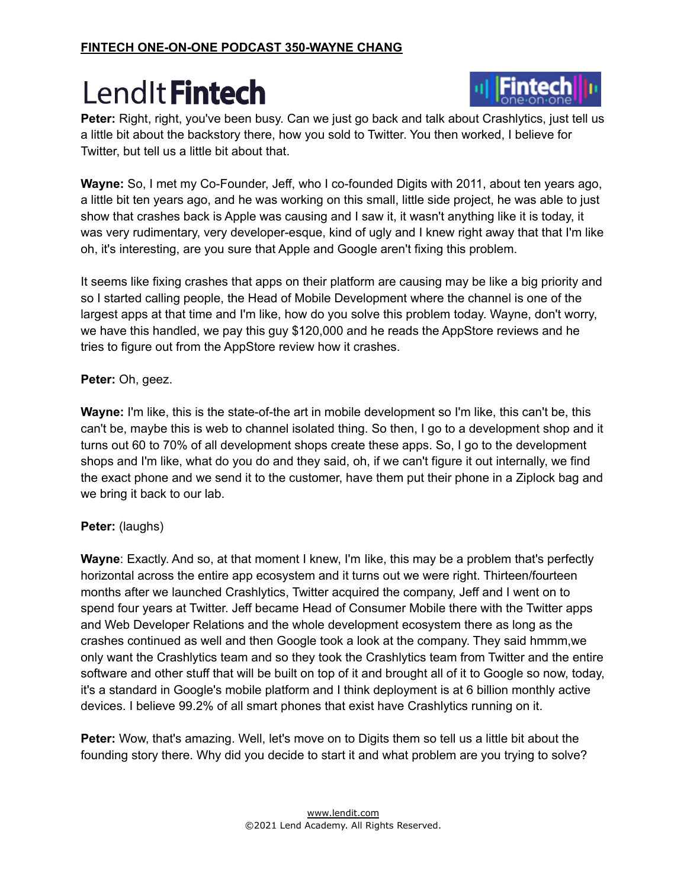**Peter:** Right, right, you've been busy. Can we just go back and talk about Crashlytics, just tell us a little bit about the backstory there, how you sold to Twitter. You then worked, I believe for Twitter, but tell us a little bit about that.

**Wayne:** So, I met my Co-Founder, Jeff, who I co-founded Digits with 2011, about ten years ago, a little bit ten years ago, and he was working on this small, little side project, he was able to just show that crashes back is Apple was causing and I saw it, it wasn't anything like it is today, it was very rudimentary, very developer-esque, kind of ugly and I knew right away that that I'm like oh, it's interesting, are you sure that Apple and Google aren't fixing this problem.

It seems like fixing crashes that apps on their platform are causing may be like a big priority and so I started calling people, the Head of Mobile Development where the channel is one of the largest apps at that time and I'm like, how do you solve this problem today. Wayne, don't worry, we have this handled, we pay this guy $120,000 and he reads the AppStore reviews and he tries to figure out from the AppStore review how it crashes.

**Peter:** Oh, geez.

**Wayne:** I'm like, this is the state-of-the art in mobile development so I'm like, this can't be, this can't be, maybe this is web to channel isolated thing. So then, I go to a development shop and it turns out 60 to 70% of all development shops create these apps. So, I go to the development shops and I'm like, what do you do and they said, oh, if we can't figure it out internally, we find the exact phone and we send it to the customer, have them put their phone in a Ziplock bag and we bring it back to our lab.

**Peter:** (laughs)

**Wayne**: Exactly. And so, at that moment I knew, I'm like, this may be a problem that's perfectly horizontal across the entire app ecosystem and it turns out we were right. Thirteen/fourteen months after we launched Crashlytics, Twitter acquired the company, Jeff and I went on to spend four years at Twitter. Jeff became Head of Consumer Mobile there with the Twitter apps and Web Developer Relations and the whole development ecosystem there as long as the crashes continued as well and then Google took a look at the company. They said hmmm,we only want the Crashlytics team and so they took the Crashlytics team from Twitter and the entire software and other stuff that will be built on top of it and brought all of it to Google so now, today, it's a standard in Google's mobile platform and I think deployment is at 6 billion monthly active devices. I believe 99.2% of all smart phones that exist have Crashlytics running on it.

**Peter:** Wow, that's amazing. Well, let's move on to Digits them so tell us a little bit about the founding story there. Why did you decide to start it and what problem are you trying to solve?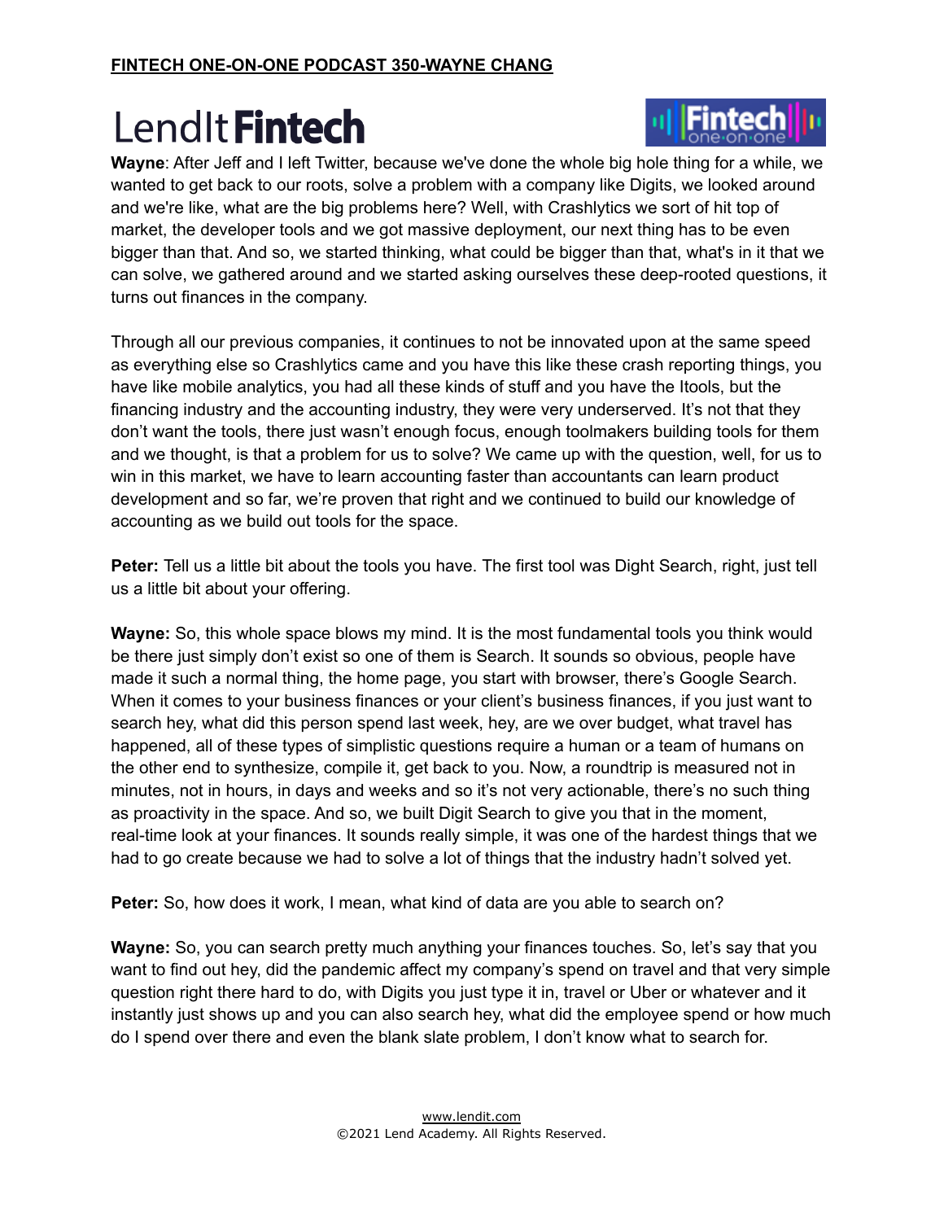**Wayne**: After Jeff and I left Twitter, because we've done the whole big hole thing for a while, we wanted to get back to our roots, solve a problem with a company like Digits, we looked around and we're like, what are the big problems here? Well, with Crashlytics we sort of hit top of market, the developer tools and we got massive deployment, our next thing has to be even bigger than that. And so, we started thinking, what could be bigger than that, what's in it that we can solve, we gathered around and we started asking ourselves these deep-rooted questions, it turns out finances in the company.

Through all our previous companies, it continues to not be innovated upon at the same speed as everything else so Crashlytics came and you have this like these crash reporting things, you have like mobile analytics, you had all these kinds of stuff and you have the Itools, but the financing industry and the accounting industry, they were very underserved. It's not that they don't want the tools, there just wasn't enough focus, enough toolmakers building tools for them and we thought, is that a problem for us to solve? We came up with the question, well, for us to win in this market, we have to learn accounting faster than accountants can learn product development and so far, we're proven that right and we continued to build our knowledge of accounting as we build out tools for the space.

**Peter:** Tell us a little bit about the tools you have. The first tool was Dight Search, right, just tell us a little bit about your offering.

**Wayne:** So, this whole space blows my mind. It is the most fundamental tools you think would be there just simply don't exist so one of them is Search. It sounds so obvious, people have made it such a normal thing, the home page, you start with browser, there's Google Search. When it comes to your business finances or your client's business finances, if you just want to search hey, what did this person spend last week, hey, are we over budget, what travel has happened, all of these types of simplistic questions require a human or a team of humans on the other end to synthesize, compile it, get back to you. Now, a roundtrip is measured not in minutes, not in hours, in days and weeks and so it's not very actionable, there's no such thing as proactivity in the space. And so, we built Digit Search to give you that in the moment, real-time look at your finances. It sounds really simple, it was one of the hardest things that we had to go create because we had to solve a lot of things that the industry hadn't solved yet.

**Peter:** So, how does it work, I mean, what kind of data are you able to search on?

**Wayne:** So, you can search pretty much anything your finances touches. So, let's say that you want to find out hey, did the pandemic affect my company's spend on travel and that very simple question right there hard to do, with Digits you just type it in, travel or Uber or whatever and it instantly just shows up and you can also search hey, what did the employee spend or how much do I spend over there and even the blank slate problem, I don't know what to search for.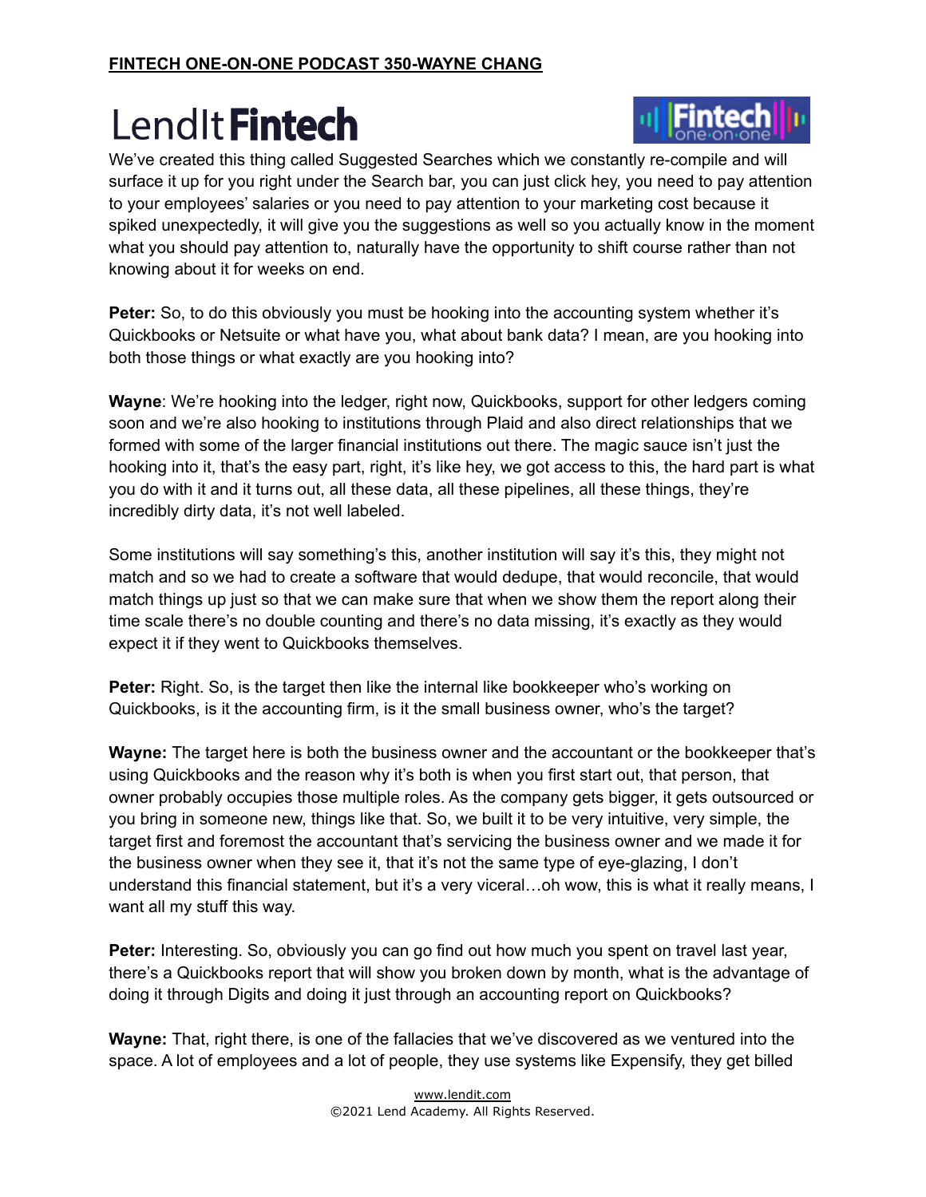We've created this thing called Suggested Searches which we constantly re-compile and will surface it up for you right under the Search bar, you can just click hey, you need to pay attention to your employees' salaries or you need to pay attention to your marketing cost because it spiked unexpectedly, it will give you the suggestions as well so you actually know in the moment what you should pay attention to, naturally have the opportunity to shift course rather than not knowing about it for weeks on end.

**Peter:** So, to do this obviously you must be hooking into the accounting system whether it's Quickbooks or Netsuite or what have you, what about bank data? I mean, are you hooking into both those things or what exactly are you hooking into?

**Wayne**: We're hooking into the ledger, right now, Quickbooks, support for other ledgers coming soon and we're also hooking to institutions through Plaid and also direct relationships that we formed with some of the larger financial institutions out there. The magic sauce isn't just the hooking into it, that's the easy part, right, it's like hey, we got access to this, the hard part is what you do with it and it turns out, all these data, all these pipelines, all these things, they're incredibly dirty data, it's not well labeled.

Some institutions will say something's this, another institution will say it's this, they might not match and so we had to create a software that would dedupe, that would reconcile, that would match things up just so that we can make sure that when we show them the report along their time scale there's no double counting and there's no data missing, it's exactly as they would expect it if they went to Quickbooks themselves.

**Peter:** Right. So, is the target then like the internal like bookkeeper who's working on Quickbooks, is it the accounting firm, is it the small business owner, who's the target?

**Wayne:** The target here is both the business owner and the accountant or the bookkeeper that's using Quickbooks and the reason why it's both is when you first start out, that person, that owner probably occupies those multiple roles. As the company gets bigger, it gets outsourced or you bring in someone new, things like that. So, we built it to be very intuitive, very simple, the target first and foremost the accountant that's servicing the business owner and we made it for the business owner when they see it, that it's not the same type of eye-glazing, I don't understand this financial statement, but it's a very viceral…oh wow, this is what it really means, I want all my stuff this way.

**Peter:** Interesting. So, obviously you can go find out how much you spent on travel last year, there's a Quickbooks report that will show you broken down by month, what is the advantage of doing it through Digits and doing it just through an accounting report on Quickbooks?

**Wayne:** That, right there, is one of the fallacies that we've discovered as we ventured into the space. A lot of employees and a lot of people, they use systems like Expensify, they get billed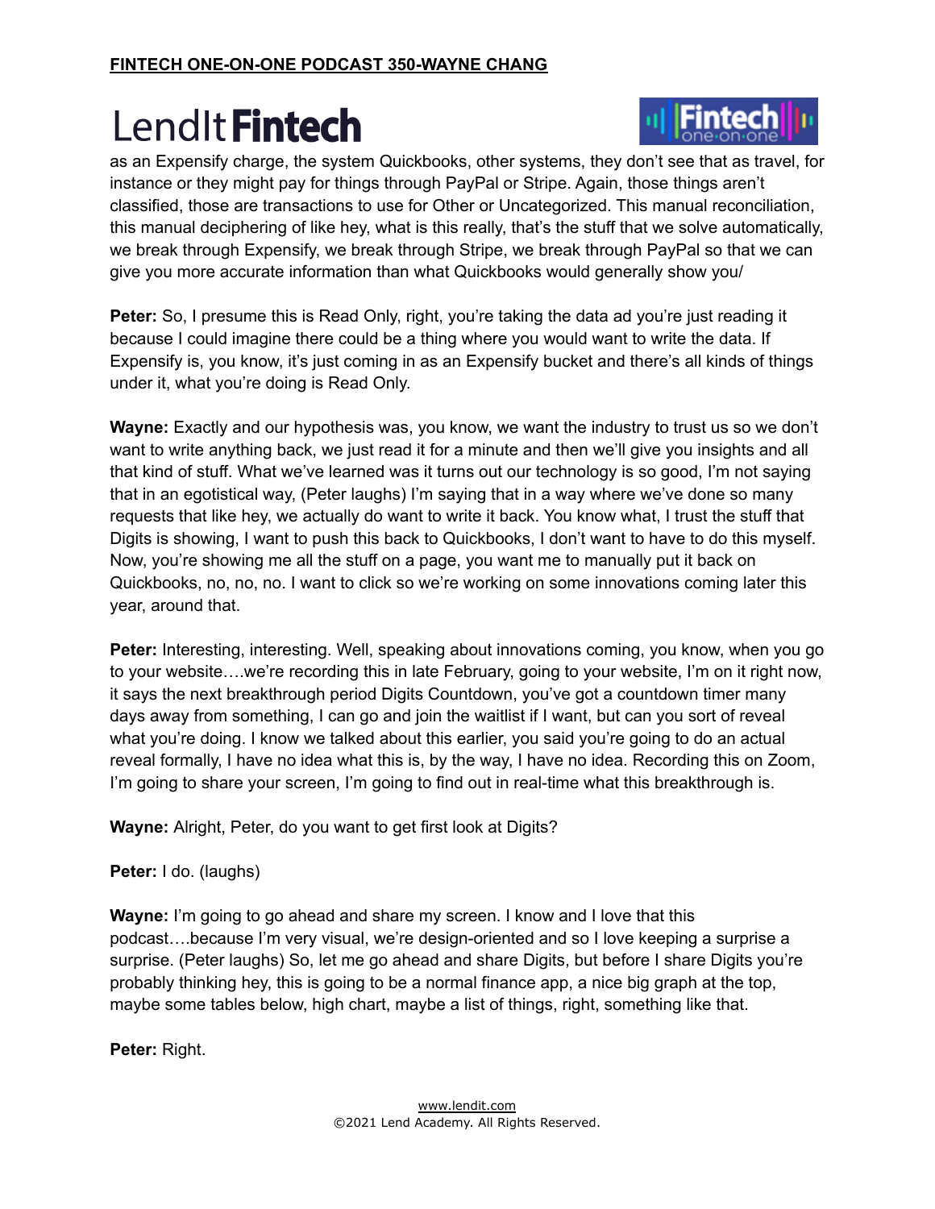as an Expensify charge, the system Quickbooks, other systems, they don't see that as travel, for instance or they might pay for things through PayPal or Stripe. Again, those things aren't classified, those are transactions to use for Other or Uncategorized. This manual reconciliation, this manual deciphering of like hey, what is this really, that's the stuff that we solve automatically, we break through Expensify, we break through Stripe, we break through PayPal so that we can give you more accurate information than what Quickbooks would generally show you/

**Peter:** So, I presume this is Read Only, right, you're taking the data ad you're just reading it because I could imagine there could be a thing where you would want to write the data. If Expensify is, you know, it's just coming in as an Expensify bucket and there's all kinds of things under it, what you're doing is Read Only.

**Wayne:** Exactly and our hypothesis was, you know, we want the industry to trust us so we don't want to write anything back, we just read it for a minute and then we'll give you insights and all that kind of stuff. What we've learned was it turns out our technology is so good, I'm not saying that in an egotistical way, (Peter laughs) I'm saying that in a way where we've done so many requests that like hey, we actually do want to write it back. You know what, I trust the stuff that Digits is showing, I want to push this back to Quickbooks, I don't want to have to do this myself. Now, you're showing me all the stuff on a page, you want me to manually put it back on Quickbooks, no, no, no. I want to click so we're working on some innovations coming later this year, around that.

**Peter:** Interesting, interesting. Well, speaking about innovations coming, you know, when you go to your website….we're recording this in late February, going to your website, I'm on it right now, it says the next breakthrough period Digits Countdown, you've got a countdown timer many days away from something, I can go and join the waitlist if I want, but can you sort of reveal what you're doing. I know we talked about this earlier, you said you're going to do an actual reveal formally, I have no idea what this is, by the way, I have no idea. Recording this on Zoom, I'm going to share your screen, I'm going to find out in real-time what this breakthrough is.

**Wayne:** Alright, Peter, do you want to get first look at Digits?

**Peter:** I do. (laughs)

**Wayne:** I'm going to go ahead and share my screen. I know and I love that this podcast….because I'm very visual, we're design-oriented and so I love keeping a surprise a surprise. (Peter laughs) So, let me go ahead and share Digits, but before I share Digits you're probably thinking hey, this is going to be a normal finance app, a nice big graph at the top, maybe some tables below, high chart, maybe a list of things, right, something like that.

**Peter:** Right.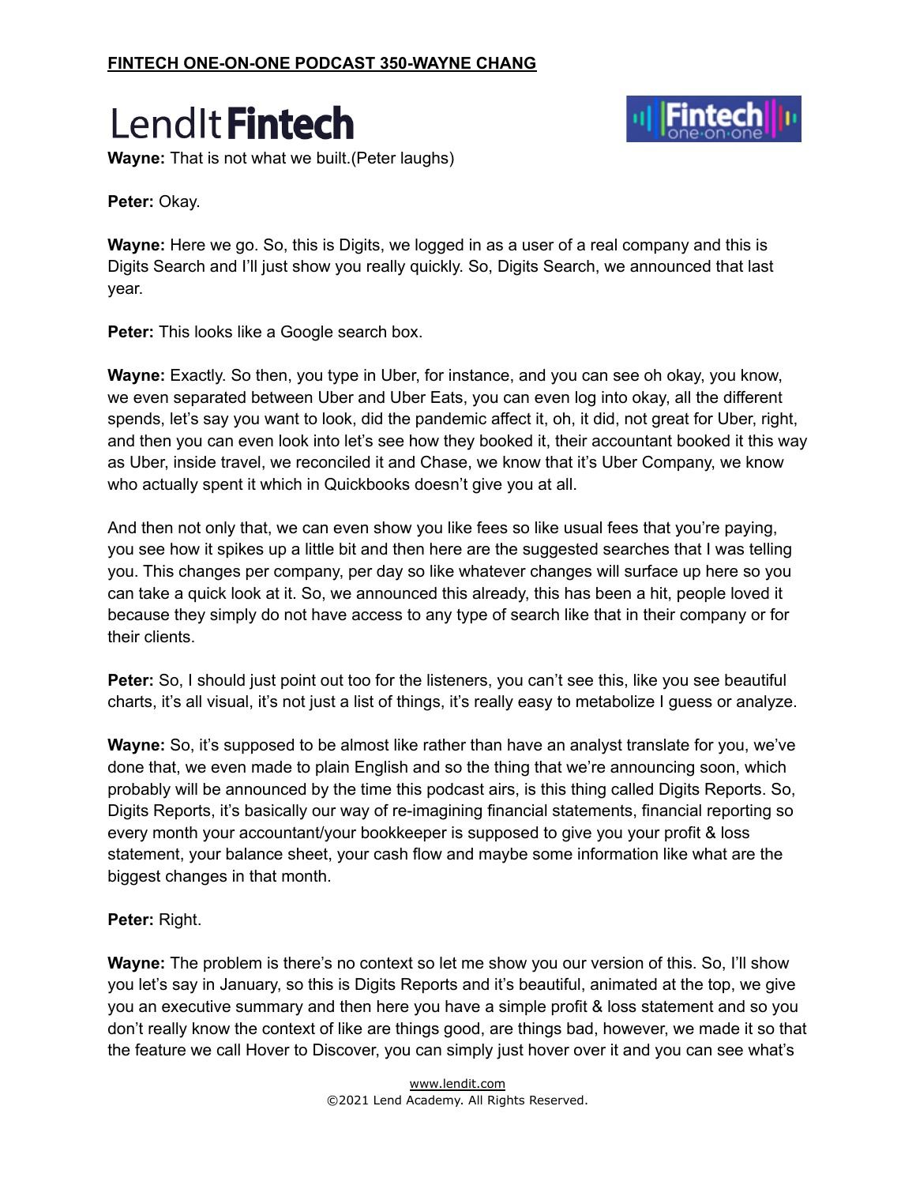**Wayne:** That is not what we built.(Peter laughs)

**Peter:** Okay.

**Wayne:** Here we go. So, this is Digits, we logged in as a user of a real company and this is Digits Search and I'll just show you really quickly. So, Digits Search, we announced that last year.

**Peter:** This looks like a Google search box.

**Wayne:** Exactly. So then, you type in Uber, for instance, and you can see oh okay, you know, we even separated between Uber and Uber Eats, you can even log into okay, all the different spends, let's say you want to look, did the pandemic affect it, oh, it did, not great for Uber, right, and then you can even look into let's see how they booked it, their accountant booked it this way as Uber, inside travel, we reconciled it and Chase, we know that it's Uber Company, we know who actually spent it which in Quickbooks doesn't give you at all.

And then not only that, we can even show you like fees so like usual fees that you're paying, you see how it spikes up a little bit and then here are the suggested searches that I was telling you. This changes per company, per day so like whatever changes will surface up here so you can take a quick look at it. So, we announced this already, this has been a hit, people loved it because they simply do not have access to any type of search like that in their company or for their clients.

**Peter:** So, I should just point out too for the listeners, you can't see this, like you see beautiful charts, it's all visual, it's not just a list of things, it's really easy to metabolize I guess or analyze.

**Wayne:** So, it's supposed to be almost like rather than have an analyst translate for you, we've done that, we even made to plain English and so the thing that we're announcing soon, which probably will be announced by the time this podcast airs, is this thing called Digits Reports. So, Digits Reports, it's basically our way of re-imagining financial statements, financial reporting so every month your accountant/your bookkeeper is supposed to give you your profit & loss statement, your balance sheet, your cash flow and maybe some information like what are the biggest changes in that month.

**Peter:** Right.

**Wayne:** The problem is there's no context so let me show you our version of this. So, I'll show you let's say in January, so this is Digits Reports and it's beautiful, animated at the top, we give you an executive summary and then here you have a simple profit & loss statement and so you don't really know the context of like are things good, are things bad, however, we made it so that the feature we call Hover to Discover, you can simply just hover over it and you can see what's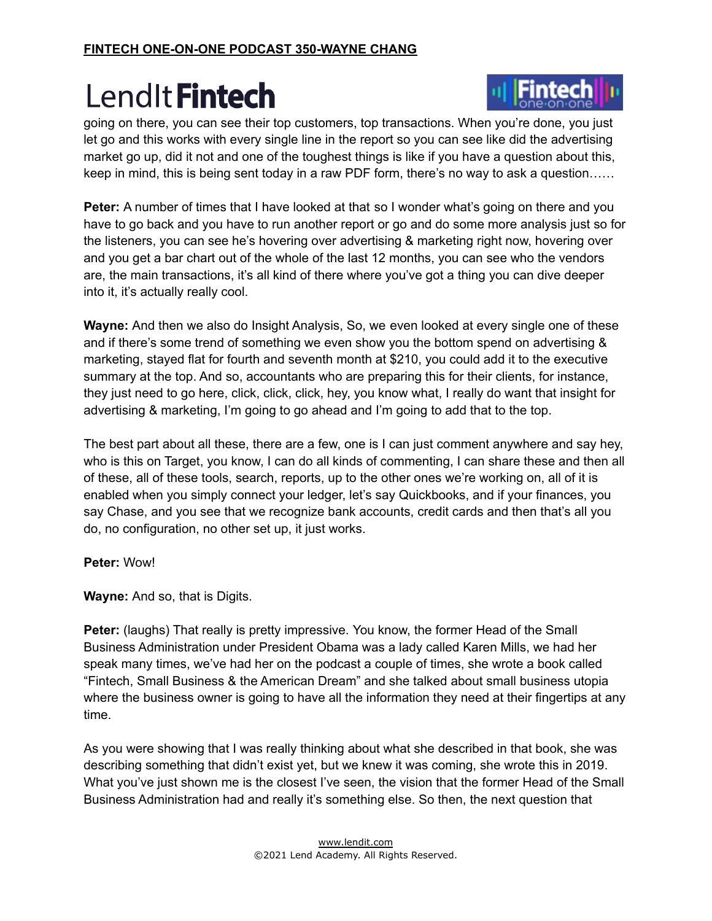going on there, you can see their top customers, top transactions. When you're done, you just let go and this works with every single line in the report so you can see like did the advertising market go up, did it not and one of the toughest things is like if you have a question about this, keep in mind, this is being sent today in a raw PDF form, there's no way to ask a question……

**Peter:** A number of times that I have looked at that so I wonder what's going on there and you have to go back and you have to run another report or go and do some more analysis just so for the listeners, you can see he's hovering over advertising & marketing right now, hovering over and you get a bar chart out of the whole of the last 12 months, you can see who the vendors are, the main transactions, it's all kind of there where you've got a thing you can dive deeper into it, it's actually really cool.

**Wayne:** And then we also do Insight Analysis, So, we even looked at every single one of these and if there's some trend of something we even show you the bottom spend on advertising & marketing, stayed flat for fourth and seventh month at $210, you could add it to the executive summary at the top. And so, accountants who are preparing this for their clients, for instance, they just need to go here, click, click, click, hey, you know what, I really do want that insight for advertising & marketing, I'm going to go ahead and I'm going to add that to the top.

The best part about all these, there are a few, one is I can just comment anywhere and say hey, who is this on Target, you know, I can do all kinds of commenting, I can share these and then all of these, all of these tools, search, reports, up to the other ones we're working on, all of it is enabled when you simply connect your ledger, let's say Quickbooks, and if your finances, you say Chase, and you see that we recognize bank accounts, credit cards and then that's all you do, no configuration, no other set up, it just works.

**Peter:** Wow!

**Wayne:** And so, that is Digits.

**Peter:** (laughs) That really is pretty impressive. You know, the former Head of the Small Business Administration under President Obama was a lady called Karen Mills, we had her speak many times, we've had her on the podcast a couple of times, she wrote a book called "Fintech, Small Business & the American Dream" and she talked about small business utopia where the business owner is going to have all the information they need at their fingertips at any time.

As you were showing that I was really thinking about what she described in that book, she was describing something that didn't exist yet, but we knew it was coming, she wrote this in 2019. What you've just shown me is the closest I've seen, the vision that the former Head of the Small Business Administration had and really it's something else. So then, the next question that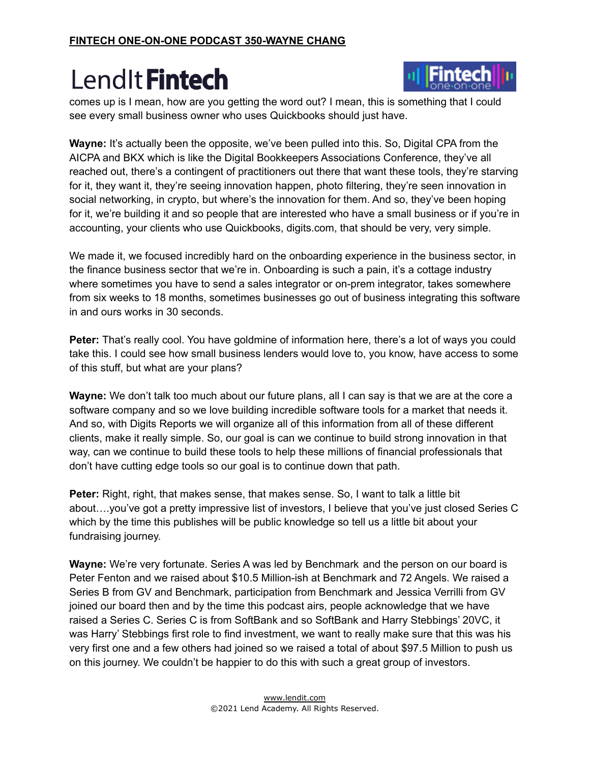comes up is I mean, how are you getting the word out? I mean, this is something that I could see every small business owner who uses Quickbooks should just have.

**Wayne:** It's actually been the opposite, we've been pulled into this. So, Digital CPA from the AICPA and BKX which is like the Digital Bookkeepers Associations Conference, they've all reached out, there's a contingent of practitioners out there that want these tools, they're starving for it, they want it, they're seeing innovation happen, photo filtering, they're seen innovation in social networking, in crypto, but where's the innovation for them. And so, they've been hoping for it, we're building it and so people that are interested who have a small business or if you're in accounting, your clients who use Quickbooks, digits.com, that should be very, very simple.

We made it, we focused incredibly hard on the onboarding experience in the business sector, in the finance business sector that we're in. Onboarding is such a pain, it's a cottage industry where sometimes you have to send a sales integrator or on-prem integrator, takes somewhere from six weeks to 18 months, sometimes businesses go out of business integrating this software in and ours works in 30 seconds.

**Peter:** That's really cool. You have goldmine of information here, there's a lot of ways you could take this. I could see how small business lenders would love to, you know, have access to some of this stuff, but what are your plans?

**Wayne:** We don't talk too much about our future plans, all I can say is that we are at the core a software company and so we love building incredible software tools for a market that needs it. And so, with Digits Reports we will organize all of this information from all of these different clients, make it really simple. So, our goal is can we continue to build strong innovation in that way, can we continue to build these tools to help these millions of financial professionals that don't have cutting edge tools so our goal is to continue down that path.

**Peter:** Right, right, that makes sense, that makes sense. So, I want to talk a little bit about….you've got a pretty impressive list of investors, I believe that you've just closed Series C which by the time this publishes will be public knowledge so tell us a little bit about your fundraising journey.

**Wayne:** We're very fortunate. Series A was led by Benchmark and the person on our board is Peter Fenton and we raised about $10.5 Million-ish at Benchmark and 72 Angels. We raised a Series B from GV and Benchmark, participation from Benchmark and Jessica Verrilli from GV joined our board then and by the time this podcast airs, people acknowledge that we have raised a Series C. Series C is from SoftBank and so SoftBank and Harry Stebbings' 20VC, it was Harry' Stebbings first role to find investment, we want to really make sure that this was his very first one and a few others had joined so we raised a total of about $97.5 Million to push us on this journey. We couldn't be happier to do this with such a great group of investors.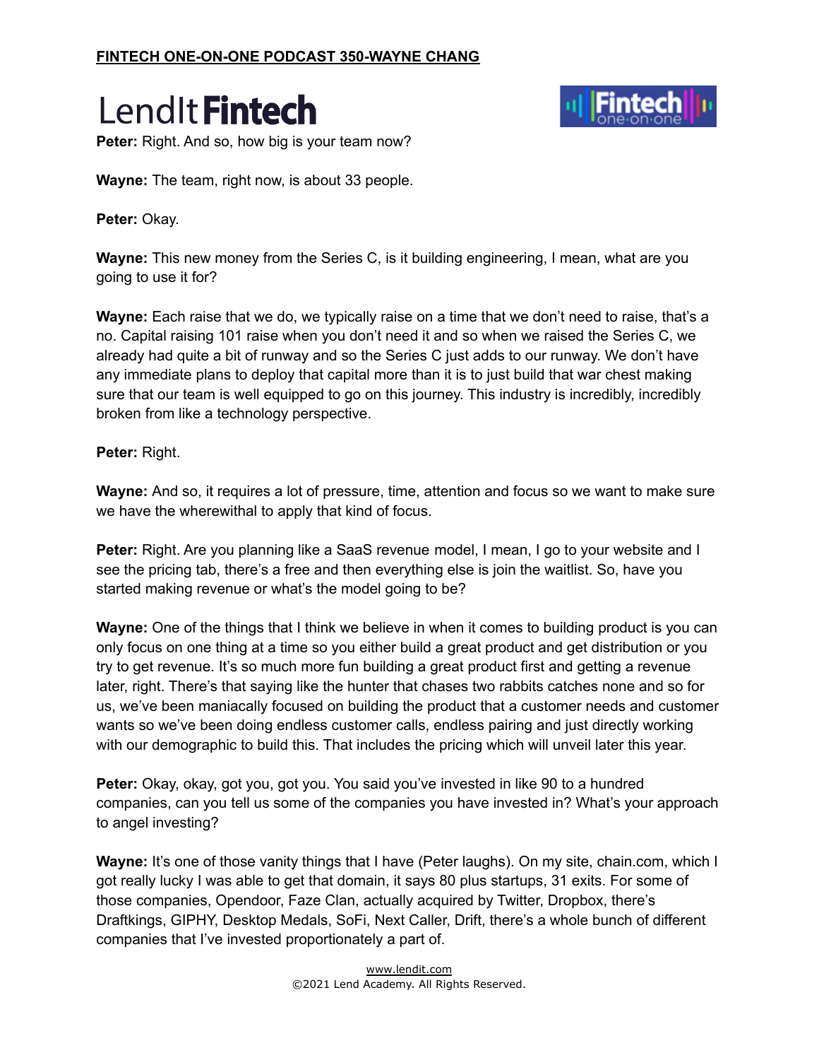**Peter:** Right. And so, how big is your team now?

**Wayne:** The team, right now, is about 33 people.

**Peter:** Okay.

**Wayne:** This new money from the Series C, is it building engineering, I mean, what are you going to use it for?

**Wayne:** Each raise that we do, we typically raise on a time that we don't need to raise, that's a no. Capital raising 101 raise when you don't need it and so when we raised the Series C, we already had quite a bit of runway and so the Series C just adds to our runway. We don't have any immediate plans to deploy that capital more than it is to just build that war chest making sure that our team is well equipped to go on this journey. This industry is incredibly, incredibly broken from like a technology perspective.

**Peter:** Right.

**Wayne:** And so, it requires a lot of pressure, time, attention and focus so we want to make sure we have the wherewithal to apply that kind of focus.

**Peter:** Right. Are you planning like a SaaS revenue model, I mean, I go to your website and I see the pricing tab, there's a free and then everything else is join the waitlist. So, have you started making revenue or what's the model going to be?

**Wayne:** One of the things that I think we believe in when it comes to building product is you can only focus on one thing at a time so you either build a great product and get distribution or you try to get revenue. It's so much more fun building a great product first and getting a revenue later, right. There's that saying like the hunter that chases two rabbits catches none and so for us, we've been maniacally focused on building the product that a customer needs and customer wants so we've been doing endless customer calls, endless pairing and just directly working with our demographic to build this. That includes the pricing which will unveil later this year.

**Peter:** Okay, okay, got you, got you. You said you've invested in like 90 to a hundred companies, can you tell us some of the companies you have invested in? What's your approach to angel investing?

**Wayne:** It's one of those vanity things that I have (Peter laughs). On my site, chain.com, which I got really lucky I was able to get that domain, it says 80 plus startups, 31 exits. For some of those companies, Opendoor, Faze Clan, actually acquired by Twitter, Dropbox, there's Draftkings, GIPHY, Desktop Medals, SoFi, Next Caller, Drift, there's a whole bunch of different companies that I've invested proportionately a part of.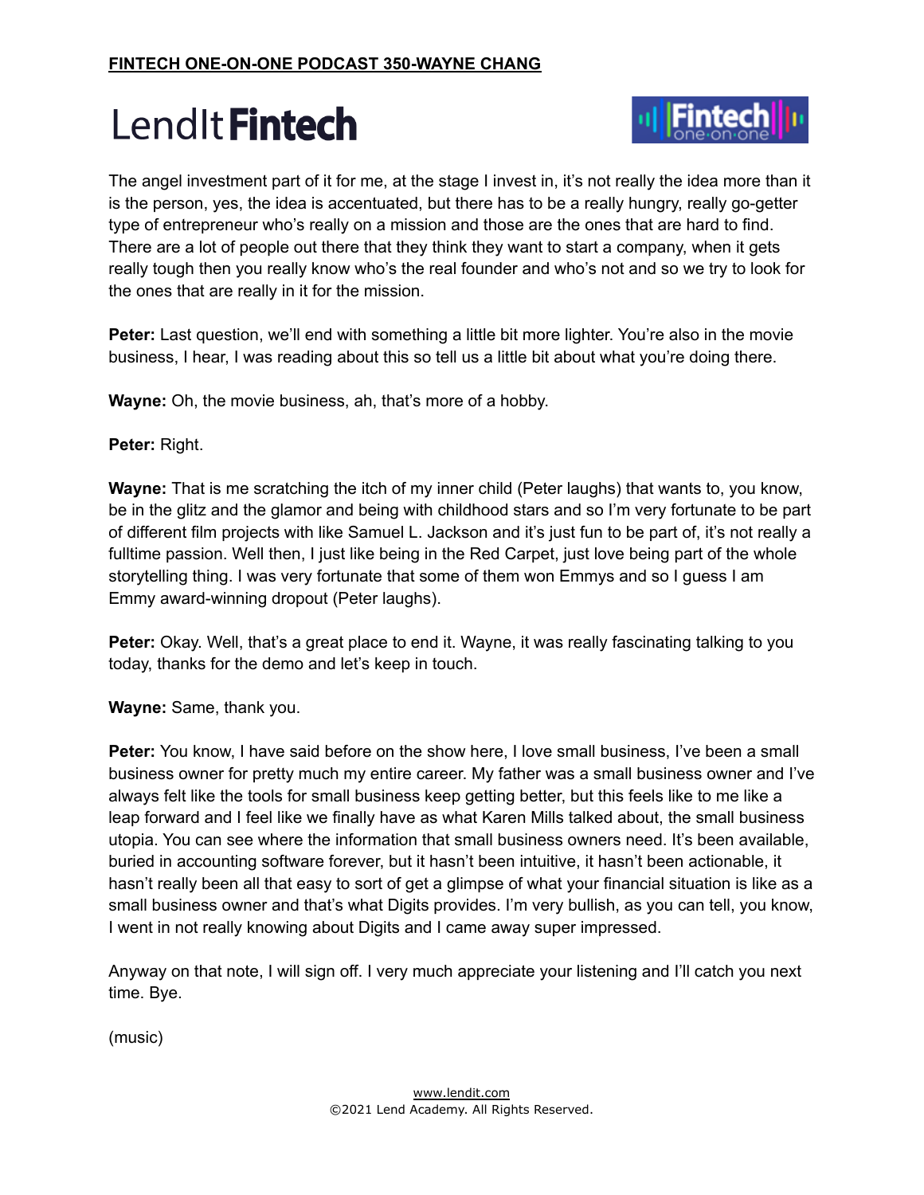The angel investment part of it for me, at the stage I invest in, it's not really the idea more than it is the person, yes, the idea is accentuated, but there has to be a really hungry, really go-getter type of entrepreneur who's really on a mission and those are the ones that are hard to find. There are a lot of people out there that they think they want to start a company, when it gets really tough then you really know who's the real founder and who's not and so we try to look for the ones that are really in it for the mission.

**Peter:** Last question, we'll end with something a little bit more lighter. You're also in the movie business, I hear, I was reading about this so tell us a little bit about what you're doing there.

**Wayne:** Oh, the movie business, ah, that's more of a hobby.

**Peter:** Right.

**Wayne:** That is me scratching the itch of my inner child (Peter laughs) that wants to, you know, be in the glitz and the glamor and being with childhood stars and so I'm very fortunate to be part of different film projects with like Samuel L. Jackson and it's just fun to be part of, it's not really a fulltime passion. Well then, I just like being in the Red Carpet, just love being part of the whole storytelling thing. I was very fortunate that some of them won Emmys and so I guess I am Emmy award-winning dropout (Peter laughs).

**Peter:** Okay. Well, that's a great place to end it. Wayne, it was really fascinating talking to you today, thanks for the demo and let's keep in touch.

**Wayne:** Same, thank you.

**Peter:** You know, I have said before on the show here, I love small business, I've been a small business owner for pretty much my entire career. My father was a small business owner and I've always felt like the tools for small business keep getting better, but this feels like to me like a leap forward and I feel like we finally have as what Karen Mills talked about, the small business utopia. You can see where the information that small business owners need. It's been available, buried in accounting software forever, but it hasn't been intuitive, it hasn't been actionable, it hasn't really been all that easy to sort of get a glimpse of what your financial situation is like as a small business owner and that's what Digits provides. I'm very bullish, as you can tell, you know, I went in not really knowing about Digits and I came away super impressed.

Anyway on that note, I will sign off. I very much appreciate your listening and I'll catch you next time. Bye.

(music)